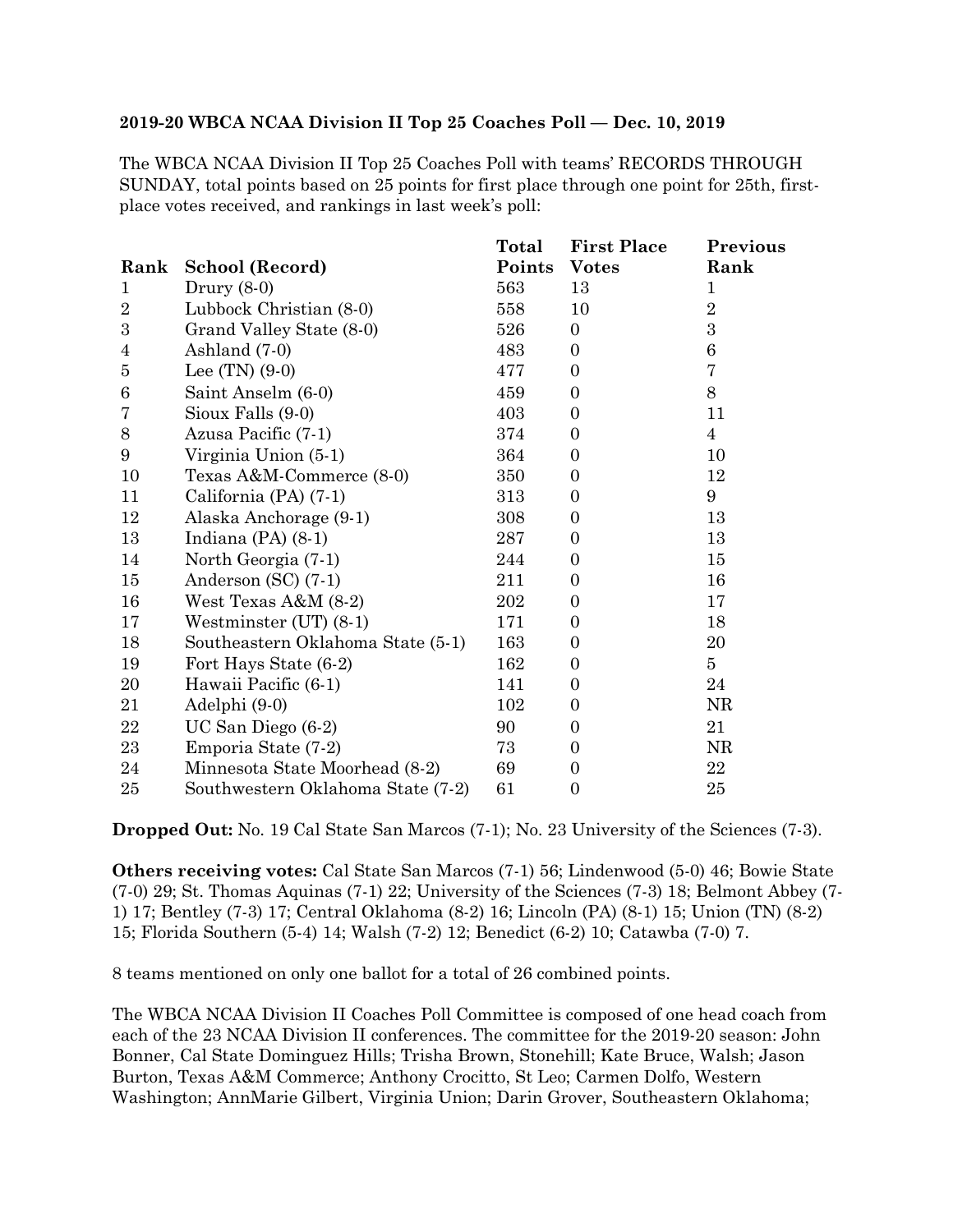**2019-20 WBCA NCAA Division II Top 25 Coaches Poll — Dec. 10, 2019**

The WBCA NCAA Division II Top 25 Coaches Poll with teams' RECORDS THROUGH SUNDAY, total points based on 25 points for first place through one point for 25th, first-place votes received, and rankings in last week's poll:

| Rank | School (Record) | Total Points | First Place Votes | Previous Rank |
|---|---|---|---|---|
| 1 | Drury (8-0) | 563 | 13 | 1 |
| 2 | Lubbock Christian (8-0) | 558 | 10 | 2 |
| 3 | Grand Valley State (8-0) | 526 | 0 | 3 |
| 4 | Ashland (7-0) | 483 | 0 | 6 |
| 5 | Lee (TN) (9-0) | 477 | 0 | 7 |
| 6 | Saint Anselm (6-0) | 459 | 0 | 8 |
| 7 | Sioux Falls (9-0) | 403 | 0 | 11 |
| 8 | Azusa Pacific (7-1) | 374 | 0 | 4 |
| 9 | Virginia Union (5-1) | 364 | 0 | 10 |
| 10 | Texas A&M-Commerce (8-0) | 350 | 0 | 12 |
| 11 | California (PA) (7-1) | 313 | 0 | 9 |
| 12 | Alaska Anchorage (9-1) | 308 | 0 | 13 |
| 13 | Indiana (PA) (8-1) | 287 | 0 | 13 |
| 14 | North Georgia (7-1) | 244 | 0 | 15 |
| 15 | Anderson (SC) (7-1) | 211 | 0 | 16 |
| 16 | West Texas A&M (8-2) | 202 | 0 | 17 |
| 17 | Westminster (UT) (8-1) | 171 | 0 | 18 |
| 18 | Southeastern Oklahoma State (5-1) | 163 | 0 | 20 |
| 19 | Fort Hays State (6-2) | 162 | 0 | 5 |
| 20 | Hawaii Pacific (6-1) | 141 | 0 | 24 |
| 21 | Adelphi (9-0) | 102 | 0 | NR |
| 22 | UC San Diego (6-2) | 90 | 0 | 21 |
| 23 | Emporia State (7-2) | 73 | 0 | NR |
| 24 | Minnesota State Moorhead (8-2) | 69 | 0 | 22 |
| 25 | Southwestern Oklahoma State (7-2) | 61 | 0 | 25 |

**Dropped Out:** No. 19 Cal State San Marcos (7-1); No. 23 University of the Sciences (7-3).

**Others receiving votes:** Cal State San Marcos (7-1) 56; Lindenwood (5-0) 46; Bowie State (7-0) 29; St. Thomas Aquinas (7-1) 22; University of the Sciences (7-3) 18; Belmont Abbey (7-1) 17; Bentley (7-3) 17; Central Oklahoma (8-2) 16; Lincoln (PA) (8-1) 15; Union (TN) (8-2) 15; Florida Southern (5-4) 14; Walsh (7-2) 12; Benedict (6-2) 10; Catawba (7-0) 7.

8 teams mentioned on only one ballot for a total of 26 combined points.

The WBCA NCAA Division II Coaches Poll Committee is composed of one head coach from each of the 23 NCAA Division II conferences. The committee for the 2019-20 season: John Bonner, Cal State Dominguez Hills; Trisha Brown, Stonehill; Kate Bruce, Walsh; Jason Burton, Texas A&M Commerce; Anthony Crocitto, St Leo; Carmen Dolfo, Western Washington; AnnMarie Gilbert, Virginia Union; Darin Grover, Southeastern Oklahoma;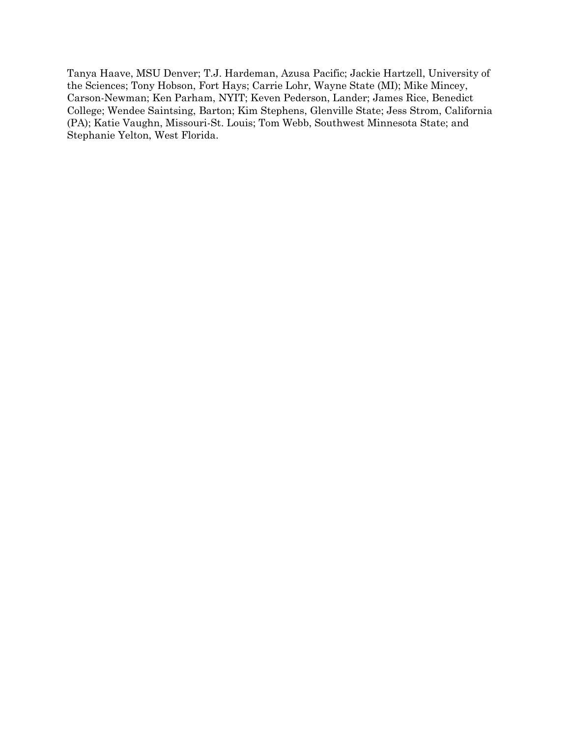Tanya Haave, MSU Denver; T.J. Hardeman, Azusa Pacific; Jackie Hartzell, University of the Sciences; Tony Hobson, Fort Hays; Carrie Lohr, Wayne State (MI); Mike Mincey, Carson-Newman; Ken Parham, NYIT; Keven Pederson, Lander; James Rice, Benedict College; Wendee Saintsing, Barton; Kim Stephens, Glenville State; Jess Strom, California (PA); Katie Vaughn, Missouri-St. Louis; Tom Webb, Southwest Minnesota State; and Stephanie Yelton, West Florida.